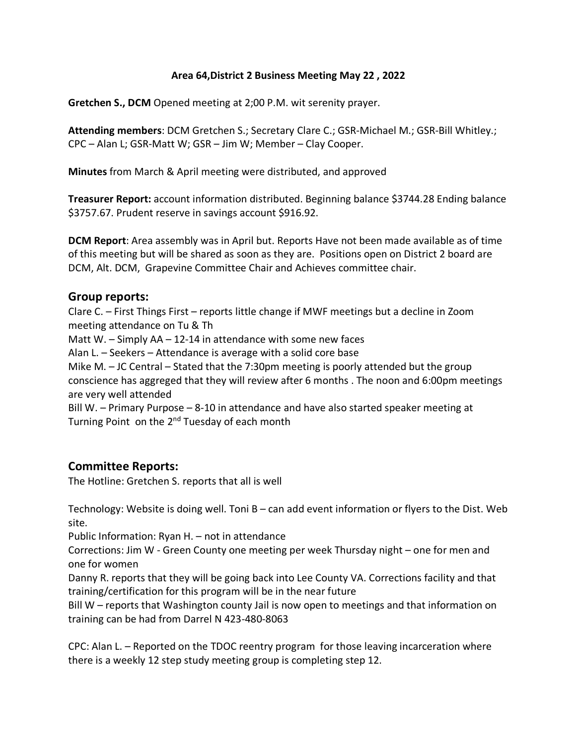**Area 64,District 2 Business Meeting May 22 , 2022**

**Gretchen S., DCM** Opened meeting at 2;00 P.M. wit serenity prayer.

**Attending members**: DCM Gretchen S.; Secretary Clare C.; GSR-Michael M.; GSR-Bill Whitley.; CPC – Alan L; GSR-Matt W; GSR – Jim W; Member – Clay Cooper.

**Minutes** from March & April meeting were distributed, and approved

**Treasurer Report:** account information distributed. Beginning balance $3744.28 Ending balance $3757.67. Prudent reserve in savings account $916.92.

**DCM Report**: Area assembly was in April but. Reports Have not been made available as of time of this meeting but will be shared as soon as they are. Positions open on District 2 board are DCM, Alt. DCM, Grapevine Committee Chair and Achieves committee chair.

## Group reports:

Clare C. – First Things First – reports little change if MWF meetings but a decline in Zoom meeting attendance on Tu & Th

Matt W. – Simply AA – 12-14 in attendance with some new faces

Alan L. – Seekers – Attendance is average with a solid core base

Mike M. – JC Central – Stated that the 7:30pm meeting is poorly attended but the group conscience has aggreged that they will review after 6 months . The noon and 6:00pm meetings are very well attended

Bill W. – Primary Purpose – 8-10 in attendance and have also started speaker meeting at Turning Point on the 2nd Tuesday of each month

## Committee Reports:

The Hotline: Gretchen S. reports that all is well

Technology: Website is doing well. Toni B – can add event information or flyers to the Dist. Web site.

Public Information: Ryan H. – not in attendance

Corrections: Jim W - Green County one meeting per week Thursday night – one for men and one for women

Danny R. reports that they will be going back into Lee County VA. Corrections facility and that training/certification for this program will be in the near future

Bill W – reports that Washington county Jail is now open to meetings and that information on training can be had from Darrel N 423-480-8063

CPC: Alan L. – Reported on the TDOC reentry program for those leaving incarceration where there is a weekly 12 step study meeting group is completing step 12.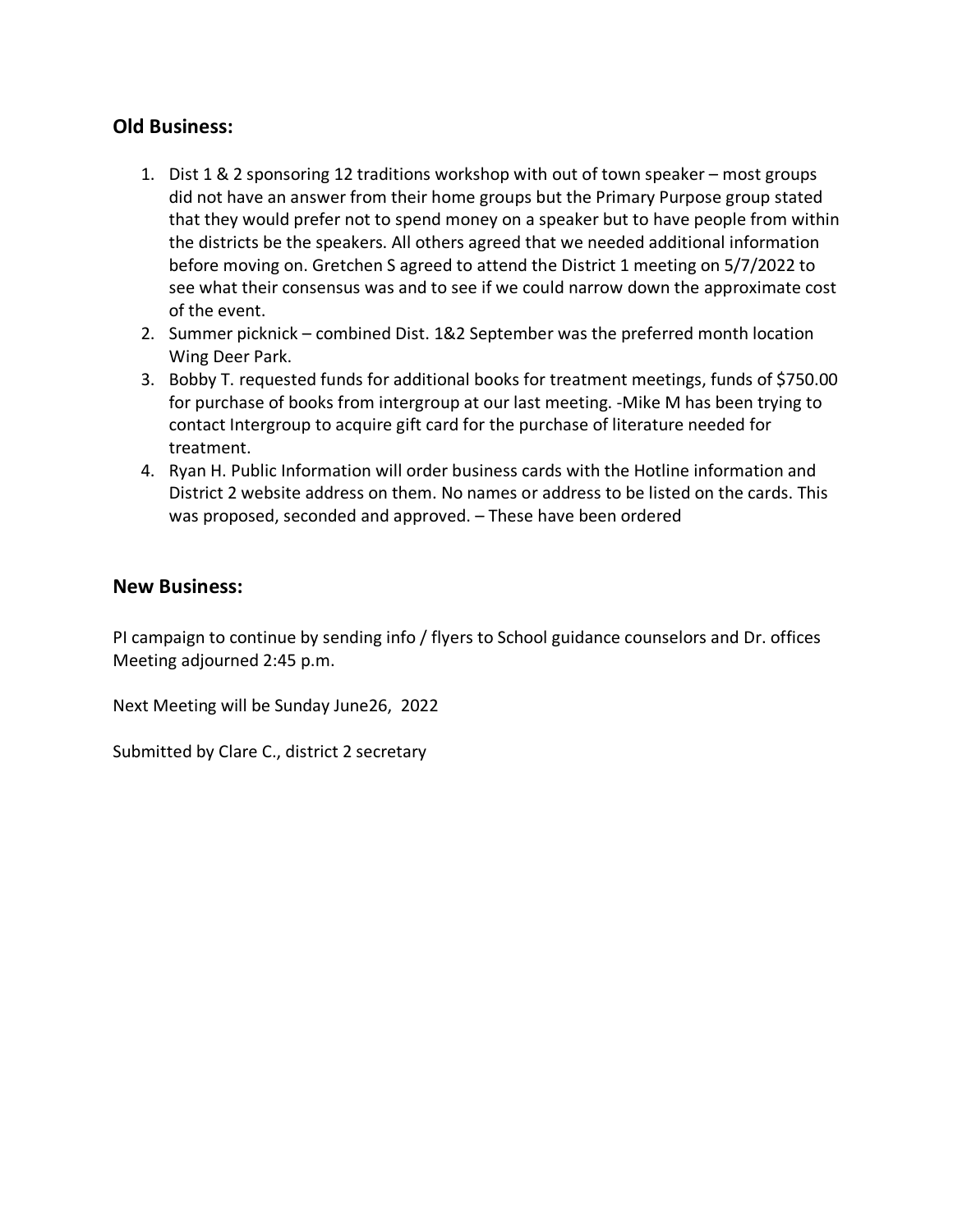## Old Business:

1. Dist 1 & 2 sponsoring 12 traditions workshop with out of town speaker – most groups did not have an answer from their home groups but the Primary Purpose group stated that they would prefer not to spend money on a speaker but to have people from within the districts be the speakers. All others agreed that we needed additional information before moving on. Gretchen S agreed to attend the District 1 meeting on 5/7/2022 to see what their consensus was and to see if we could narrow down the approximate cost of the event.
2. Summer picknick – combined Dist. 1&2 September was the preferred month location Wing Deer Park.
3. Bobby T. requested funds for additional books for treatment meetings, funds of $750.00 for purchase of books from intergroup at our last meeting. -Mike M has been trying to contact Intergroup to acquire gift card for the purchase of literature needed for treatment.
4. Ryan H. Public Information will order business cards with the Hotline information and District 2 website address on them. No names or address to be listed on the cards. This was proposed, seconded and approved. – These have been ordered

## New Business:

PI campaign to continue by sending info / flyers to School guidance counselors and Dr. offices
Meeting adjourned 2:45 p.m.

Next Meeting will be Sunday June26, 2022

Submitted by Clare C., district 2 secretary